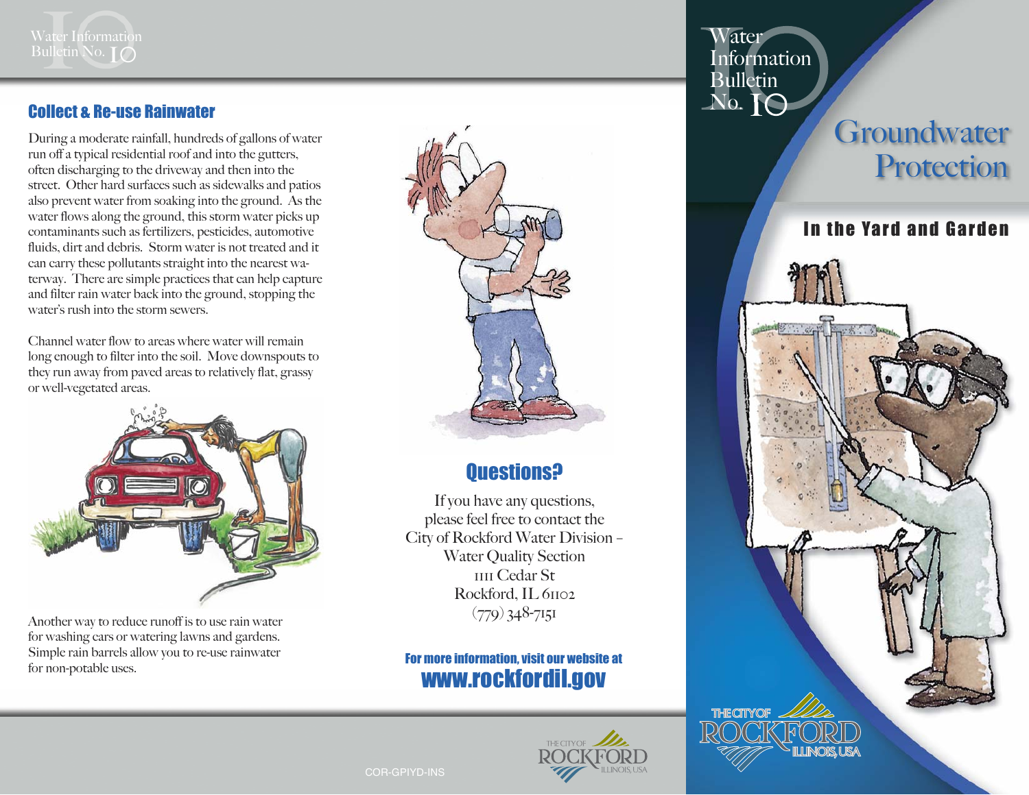## Collect & Re-use Rainwater

During a moderate rainfall, hundreds of gallons of water run off a typical residential roof and into the gutters, often discharging to the driveway and then into the street. Other hard surfaces such as sidewalks and patios also prevent water from soaking into the ground. As the water flows along the ground, this storm water picks up contaminants such as fertilizers, pesticides, automotive fluids, dirt and debris. Storm water is not treated and it can carry these pollutants straight into the nearest waterway. There are simple practices that can help capture and filter rain water back into the ground, stopping the water's rush into the storm sewers.

Channel water flow to areas where water will remain long enough to filter into the soil. Move downspouts to they run away from paved areas to relatively flat, grassy or well-vegetated areas.

Another way to reduce runoff is to use rain water for washing cars or watering lawns and gardens. Simple rain barrels allow you to re-use rainwater for non-potable uses.

## Questions?

If you have any questions, please feel free to contact the City of Rockford Water Division – Water Quality Section
1111 Cedar St
Rockford, IL 61102
(779) 348-7151

**For more information, visit our website at**
**www.rockfordil.gov**

THE CITY OF ROCKFORD ILLINOIS, USA

COR-GPIYD-INS

Water Information Bulletin No. 10

# Groundwater Protection

## In the Yard and Garden

THE CITY OF ROCKFORD ILLINOIS, USA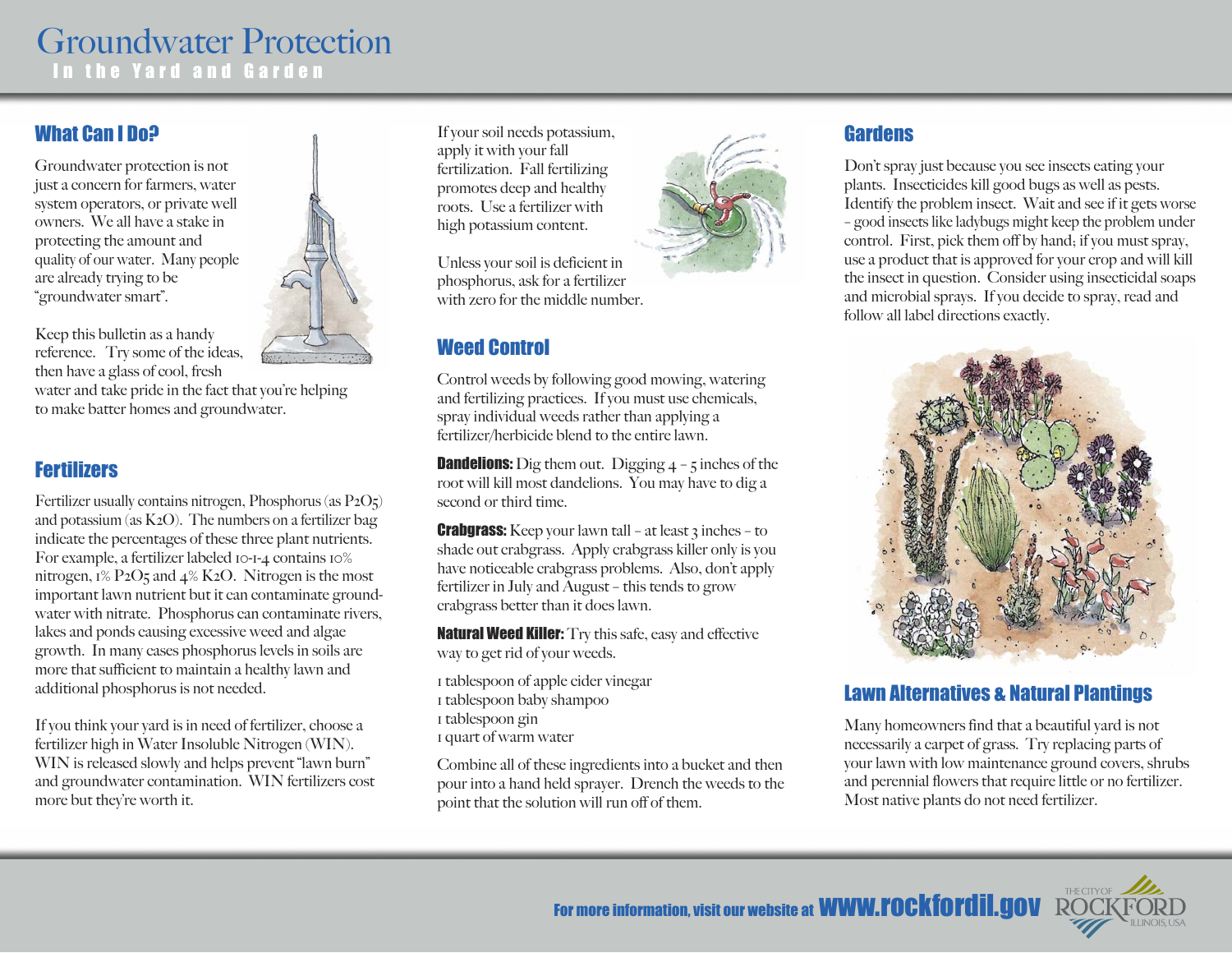# Groundwater Protection

In the Yard and Garden

## What Can I Do?

Groundwater protection is not just a concern for farmers, water system operators, or private well owners. We all have a stake in protecting the amount and quality of our water. Many people are already trying to be "groundwater smart".

Keep this bulletin as a handy reference. Try some of the ideas, then have a glass of cool, fresh water and take pride in the fact that you're helping to make batter homes and groundwater.

## Fertilizers

Fertilizer usually contains nitrogen, Phosphorus (as $P_2O_5$) and potassium (as $K_2O$). The numbers on a fertilizer bag indicate the percentages of these three plant nutrients. For example, a fertilizer labeled 10-1-4 contains 10% nitrogen, 1% $P_2O_5$ and 4% $K_2O$. Nitrogen is the most important lawn nutrient but it can contaminate groundwater with nitrate. Phosphorus can contaminate rivers, lakes and ponds causing excessive weed and algae growth. In many cases phosphorus levels in soils are more that sufficient to maintain a healthy lawn and additional phosphorus is not needed.

If you think your yard is in need of fertilizer, choose a fertilizer high in Water Insoluble Nitrogen (WIN). WIN is released slowly and helps prevent "lawn burn" and groundwater contamination. WIN fertilizers cost more but they're worth it.

If your soil needs potassium, apply it with your fall fertilization. Fall fertilizing promotes deep and healthy roots. Use a fertilizer with high potassium content.

Unless your soil is deficient in phosphorus, ask for a fertilizer with zero for the middle number.

## Weed Control

Control weeds by following good mowing, watering and fertilizing practices. If you must use chemicals, spray individual weeds rather than applying a fertilizer/herbicide blend to the entire lawn.

**Dandelions:** Dig them out. Digging 4 – 5 inches of the root will kill most dandelions. You may have to dig a second or third time.

**Crabgrass:** Keep your lawn tall – at least 3 inches – to shade out crabgrass. Apply crabgrass killer only is you have noticeable crabgrass problems. Also, don't apply fertilizer in July and August – this tends to grow crabgrass better than it does lawn.

**Natural Weed Killer:** Try this safe, easy and effective way to get rid of your weeds.

1 tablespoon of apple cider vinegar  
1 tablespoon baby shampoo  
1 tablespoon gin  
1 quart of warm water

Combine all of these ingredients into a bucket and then pour into a hand held sprayer. Drench the weeds to the point that the solution will run off of them.

## Gardens

Don't spray just because you see insects eating your plants. Insecticides kill good bugs as well as pests. Identify the problem insect. Wait and see if it gets worse – good insects like ladybugs might keep the problem under control. First, pick them off by hand; if you must spray, use a product that is approved for your crop and will kill the insect in question. Consider using insecticidal soaps and microbial sprays. If you decide to spray, read and follow all label directions exactly.

## Lawn Alternatives & Natural Plantings

Many homeowners find that a beautiful yard is not necessarily a carpet of grass. Try replacing parts of your lawn with low maintenance ground covers, shrubs and perennial flowers that require little or no fertilizer. Most native plants do not need fertilizer.

For more information, visit our website at **www.rockfordil.gov**

The City of Rockford, Illinois, USA